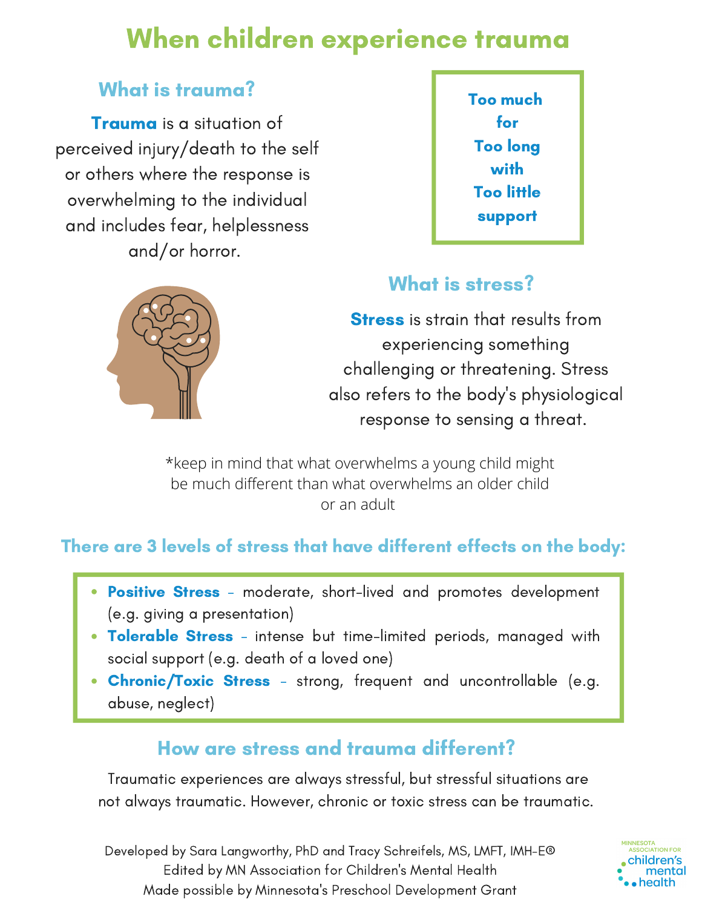# When children experience trauma

## What is trauma?

**Trauma** is a situation of perceived injury/death to the self or others where the response is overwhelming to the individual and includes fear, helplessness and/or horror.

**Too much**
**for**
**Too long**
**with**
**Too little**
**support**

## What is stress?

**Stress** is strain that results from experiencing something challenging or threatening. Stress also refers to the body's physiological response to sensing a threat.

*keep in mind that what overwhelms a young child might be much different than what overwhelms an older child or an adult

## There are 3 levels of stress that have different effects on the body:

- **Positive Stress** – moderate, short-lived and promotes development (e.g. giving a presentation)
- **Tolerable Stress** – intense but time-limited periods, managed with social support (e.g. death of a loved one)
- **Chronic/Toxic Stress** – strong, frequent and uncontrollable (e.g. abuse, neglect)

## How are stress and trauma different?

Traumatic experiences are always stressful, but stressful situations are not always traumatic. However, chronic or toxic stress can be traumatic.

Developed by Sara Langworthy, PhD and Tracy Schreifels, MS, LMFT, IMH-E®
Edited by MN Association for Children's Mental Health
Made possible by Minnesota's Preschool Development Grant

Minnesota Association for children's mental health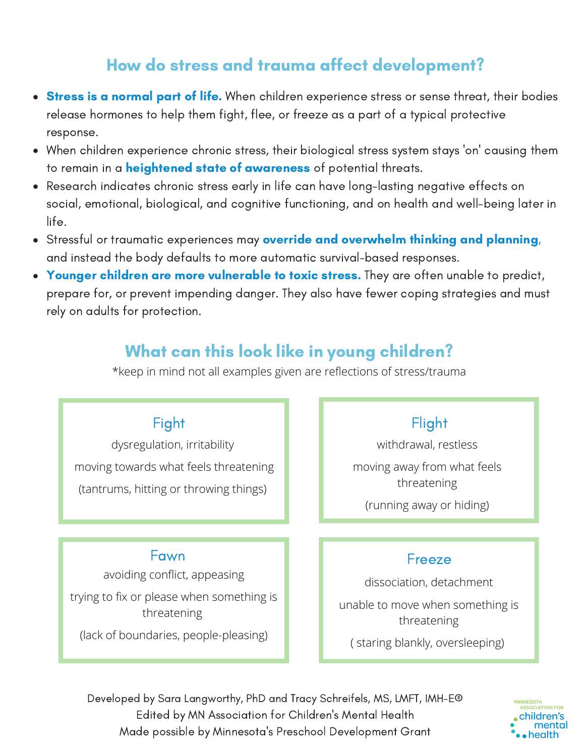## How do stress and trauma affect development?

- **Stress is a normal part of life.** When children experience stress or sense threat, their bodies release hormones to help them fight, flee, or freeze as a part of a typical protective response.
- When children experience chronic stress, their biological stress system stays 'on' causing them to remain in a **heightened state of awareness** of potential threats.
- Research indicates chronic stress early in life can have long-lasting negative effects on social, emotional, biological, and cognitive functioning, and on health and well-being later in life.
- Stressful or traumatic experiences may **override and overwhelm thinking and planning**, and instead the body defaults to more automatic survival-based responses.
- **Younger children are more vulnerable to toxic stress.** They are often unable to predict, prepare for, or prevent impending danger. They also have fewer coping strategies and must rely on adults for protection.

## What can this look like in young children?

*keep in mind not all examples given are reflections of stress/trauma

### Fight

dysregulation, irritability

moving towards what feels threatening

(tantrums, hitting or throwing things)

### Flight

withdrawal, restless

moving away from what feels threatening

(running away or hiding)

### Fawn

avoiding conflict, appeasing

trying to fix or please when something is threatening

(lack of boundaries, people-pleasing)

### Freeze

dissociation, detachment

unable to move when something is threatening

( staring blankly, oversleeping)

Developed by Sara Langworthy, PhD and Tracy Schreifels, MS, LMFT, IMH-E®
Edited by MN Association for Children's Mental Health
Made possible by Minnesota's Preschool Development Grant

Minnesota Association for children's mental health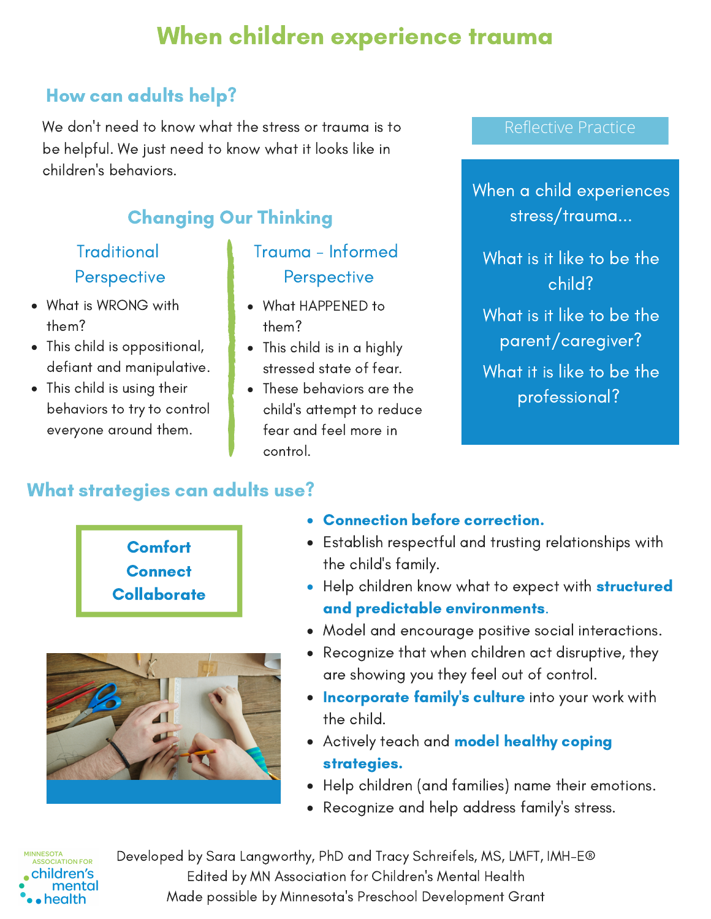# When children experience trauma

## How can adults help?

We don't need to know what the stress or trauma is to be helpful. We just need to know what it looks like in children's behaviors.

### Changing Our Thinking

| Traditional Perspective | Trauma - Informed Perspective |
|---|---|
| What is WRONG with them? | What HAPPENED to them? |
| This child is oppositional, defiant and manipulative. | This child is in a highly stressed state of fear. |
| This child is using their behaviors to try to control everyone around them. | These behaviors are the child's attempt to reduce fear and feel more in control. |

### Reflective Practice

When a child experiences stress/trauma...

What is it like to be the child?

What is it like to be the parent/caregiver?

What it is like to be the professional?

## What strategies can adults use?

**Comfort**
**Connect**
**Collaborate**

- **Connection before correction.**
- Establish respectful and trusting relationships with the child's family.
- Help children know what to expect with **structured and predictable environments**.
- Model and encourage positive social interactions.
- Recognize that when children act disruptive, they are showing you they feel out of control.
- **Incorporate family's culture** into your work with the child.
- Actively teach and **model healthy coping strategies.**
- Help children (and families) name their emotions.
- Recognize and help address family's stress.

Minnesota Association for children's mental health

Developed by Sara Langworthy, PhD and Tracy Schreifels, MS, LMFT, IMH-E®
Edited by MN Association for Children's Mental Health
Made possible by Minnesota's Preschool Development Grant